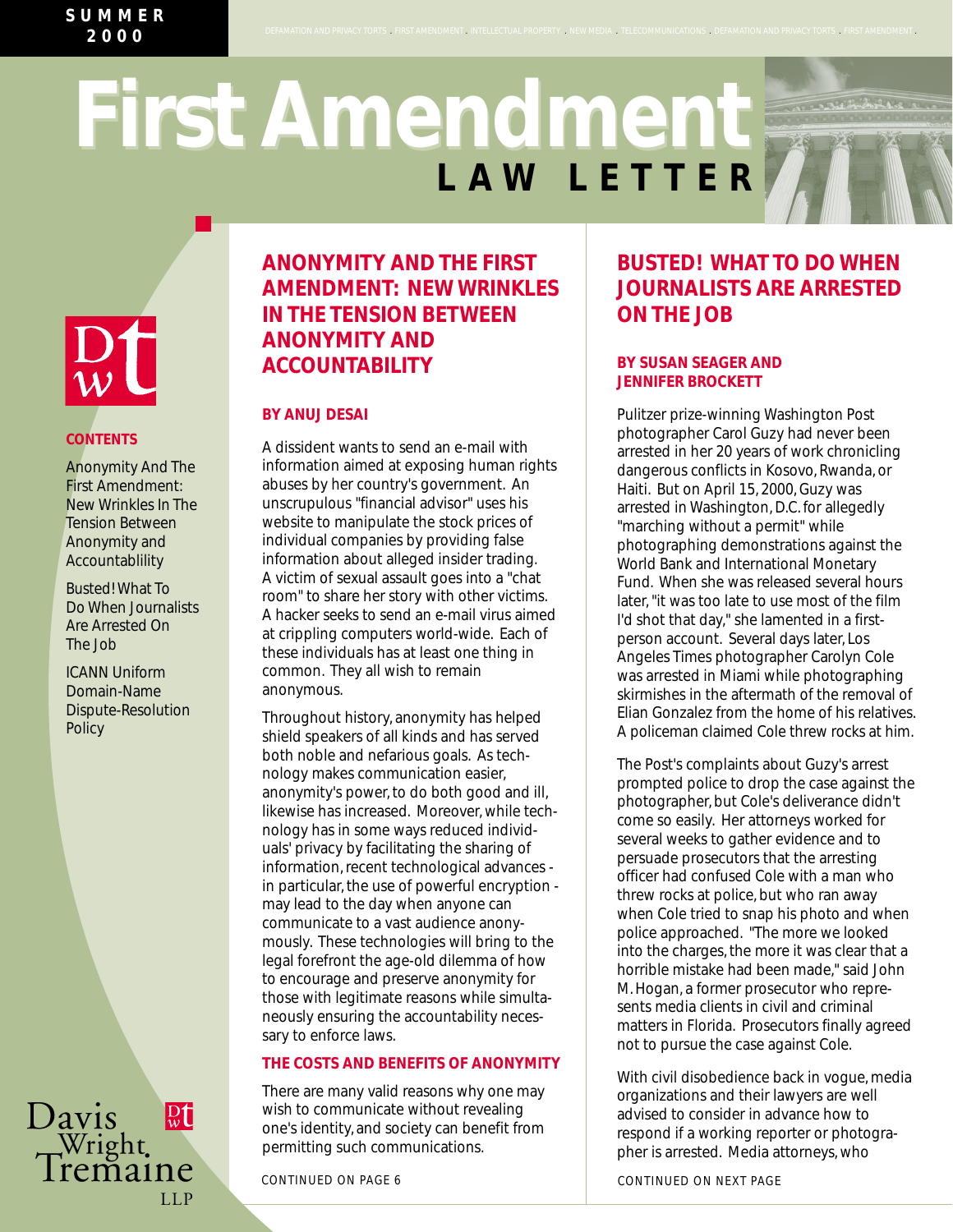SUMMER 2000

# First Amendment LAW LETTER

**CONTENTS**

Anonymity And The First Amendment: New Wrinkles In The Tension Between Anonymity and Accountablility

Busted! What To Do When Journalists Are Arrested On The Job

ICANN Uniform Domain-Name Dispute-Resolution Policy

Davis Wright Tremaine LLP

## ANONYMITY AND THE FIRST AMENDMENT: NEW WRINKLES IN THE TENSION BETWEEN ANONYMITY AND ACCOUNTABILITY

**BY ANUJ DESAI**

A dissident wants to send an e-mail with information aimed at exposing human rights abuses by her country's government. An unscrupulous "financial advisor" uses his website to manipulate the stock prices of individual companies by providing false information about alleged insider trading. A victim of sexual assault goes into a "chat room" to share her story with other victims. A hacker seeks to send an e-mail virus aimed at crippling computers world-wide. Each of these individuals has at least one thing in common. They all wish to remain anonymous.

Throughout history, anonymity has helped shield speakers of all kinds and has served both noble and nefarious goals. As technology makes communication easier, anonymity's power, to do both good and ill, likewise has increased. Moreover, while technology has in some ways reduced individuals' privacy by facilitating the sharing of information, recent technological advances - in particular, the use of powerful encryption - may lead to the day when anyone can communicate to a vast audience anonymously. These technologies will bring to the legal forefront the age-old dilemma of how to encourage and preserve anonymity for those with legitimate reasons while simultaneously ensuring the accountability necessary to enforce laws.

### THE COSTS AND BENEFITS OF ANONYMITY

There are many valid reasons why one may wish to communicate without revealing one's identity, and society can benefit from permitting such communications.

CONTINUED ON PAGE 6

## BUSTED! WHAT TO DO WHEN JOURNALISTS ARE ARRESTED ON THE JOB

**BY SUSAN SEAGER AND JENNIFER BROCKETT**

Pulitzer prize-winning Washington Post photographer Carol Guzy had never been arrested in her 20 years of work chronicling dangerous conflicts in Kosovo, Rwanda, or Haiti. But on April 15, 2000, Guzy was arrested in Washington, D.C. for allegedly "marching without a permit" while photographing demonstrations against the World Bank and International Monetary Fund. When she was released several hours later, "it was too late to use most of the film I'd shot that day," she lamented in a first-person account. Several days later, Los Angeles Times photographer Carolyn Cole was arrested in Miami while photographing skirmishes in the aftermath of the removal of Elian Gonzalez from the home of his relatives. A policeman claimed Cole threw rocks at him.

The Post's complaints about Guzy's arrest prompted police to drop the case against the photographer, but Cole's deliverance didn't come so easily. Her attorneys worked for several weeks to gather evidence and to persuade prosecutors that the arresting officer had confused Cole with a man who threw rocks at police, but who ran away when Cole tried to snap his photo and when police approached. "The more we looked into the charges, the more it was clear that a horrible mistake had been made," said John M. Hogan, a former prosecutor who represents media clients in civil and criminal matters in Florida. Prosecutors finally agreed not to pursue the case against Cole.

With civil disobedience back in vogue, media organizations and their lawyers are well advised to consider in advance how to respond if a working reporter or photographer is arrested. Media attorneys, who

CONTINUED ON NEXT PAGE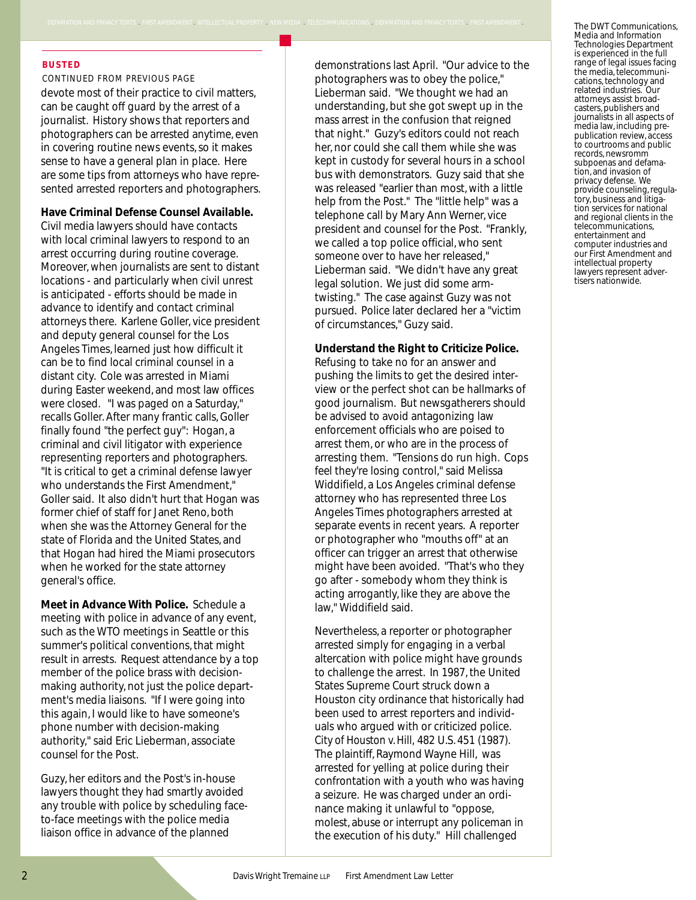**BUSTED**

CONTINUED FROM PREVIOUS PAGE

devote most of their practice to civil matters, can be caught off guard by the arrest of a journalist. History shows that reporters and photographers can be arrested anytime, even in covering routine news events, so it makes sense to have a general plan in place. Here are some tips from attorneys who have represented arrested reporters and photographers.

**Have Criminal Defense Counsel Available.** Civil media lawyers should have contacts with local criminal lawyers to respond to an arrest occurring during routine coverage. Moreover, when journalists are sent to distant locations - and particularly when civil unrest is anticipated - efforts should be made in advance to identify and contact criminal attorneys there. Karlene Goller, vice president and deputy general counsel for the Los Angeles Times, learned just how difficult it can be to find local criminal counsel in a distant city. Cole was arrested in Miami during Easter weekend, and most law offices were closed. "I was paged on a Saturday," recalls Goller. After many frantic calls, Goller finally found "the perfect guy": Hogan, a criminal and civil litigator with experience representing reporters and photographers. "It is critical to get a criminal defense lawyer who understands the First Amendment," Goller said. It also didn't hurt that Hogan was former chief of staff for Janet Reno, both when she was the Attorney General for the state of Florida and the United States, and that Hogan had hired the Miami prosecutors when he worked for the state attorney general's office.

**Meet in Advance With Police.** Schedule a meeting with police in advance of any event, such as the WTO meetings in Seattle or this summer's political conventions, that might result in arrests. Request attendance by a top member of the police brass with decision-making authority, not just the police department's media liaisons. "If I were going into this again, I would like to have someone's phone number with decision-making authority," said Eric Lieberman, associate counsel for the Post.

Guzy, her editors and the Post's in-house lawyers thought they had smartly avoided any trouble with police by scheduling face-to-face meetings with the police media liaison office in advance of the planned demonstrations last April. "Our advice to the photographers was to obey the police," Lieberman said. "We thought we had an understanding, but she got swept up in the mass arrest in the confusion that reigned that night." Guzy's editors could not reach her, nor could she call them while she was kept in custody for several hours in a school bus with demonstrators. Guzy said that she was released "earlier than most, with a little help from the Post." The "little help" was a telephone call by Mary Ann Werner, vice president and counsel for the Post. "Frankly, we called a top police official, who sent someone over to have her released," Lieberman said. "We didn't have any great legal solution. We just did some arm-twisting." The case against Guzy was not pursued. Police later declared her a "victim of circumstances," Guzy said.

**Understand the Right to Criticize Police.** Refusing to take no for an answer and pushing the limits to get the desired interview or the perfect shot can be hallmarks of good journalism. But newsgatherers should be advised to avoid antagonizing law enforcement officials who are poised to arrest them, or who are in the process of arresting them. "Tensions do run high. Cops feel they're losing control," said Melissa Widdifield, a Los Angeles criminal defense attorney who has represented three Los Angeles Times photographers arrested at separate events in recent years. A reporter or photographer who "mouths off" at an officer can trigger an arrest that otherwise might have been avoided. "That's who they go after - somebody whom they think is acting arrogantly, like they are above the law," Widdifield said.

Nevertheless, a reporter or photographer arrested simply for engaging in a verbal altercation with police might have grounds to challenge the arrest. In 1987, the United States Supreme Court struck down a Houston city ordinance that historically had been used to arrest reporters and individuals who argued with or criticized police. *City of Houston v. Hill*, 482 U.S. 451 (1987). The plaintiff, Raymond Wayne Hill, was arrested for yelling at police during their confrontation with a youth who was having a seizure. He was charged under an ordinance making it unlawful to "oppose, molest, abuse or interrupt any policeman in the execution of his duty." Hill challenged

The DWT Communications, Media and Information Technologies Department is experienced in the full range of legal issues facing the media, telecommunications, technology and related industries. Our attorneys assist broadcasters, publishers and journalists in all aspects of media law, including prepublication review, access to courtrooms and public records, newsromm subpoenas and defamation, and invasion of privacy defense. We provide counseling, regulatory, business and litigation services for national and regional clients in the telecommunications, entertainment and computer industries and our First Amendment and intellectual property lawyers represent advertisers nationwide.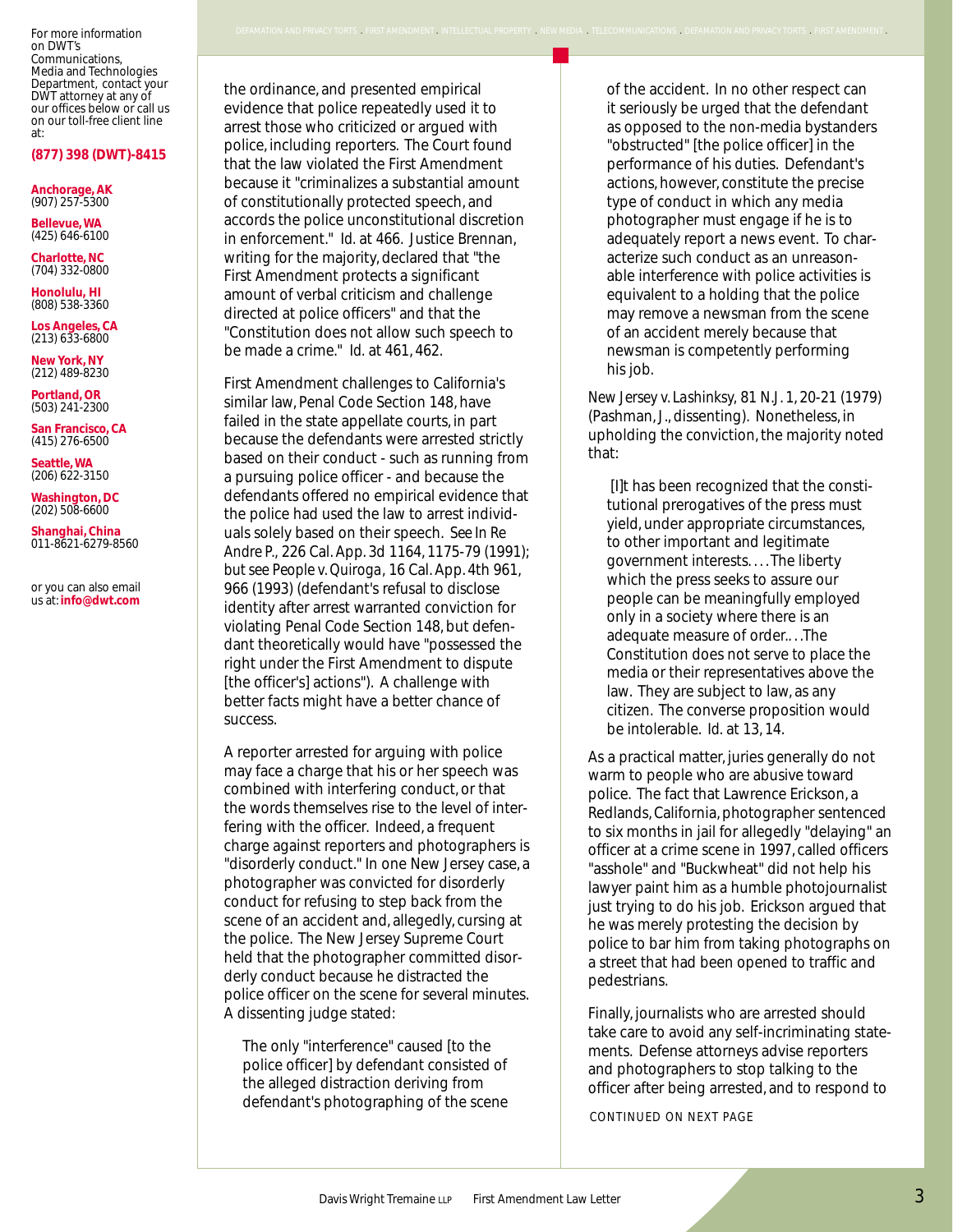For more information on DWT's Communications, Media and Technologies Department, contact your DWT attorney at any of our offices below or call us on our toll-free client line at:

**(877) 398 (DWT)-8415**

**Anchorage, AK**
(907) 257-5300

**Bellevue, WA**
(425) 646-6100

**Charlotte, NC**
(704) 332-0800

**Honolulu, HI**
(808) 538-3360

**Los Angeles, CA**
(213) 633-6800

**New York, NY**
(212) 489-8230

**Portland, OR**
(503) 241-2300

**San Francisco, CA**
(415) 276-6500

**Seattle, WA**
(206) 622-3150

**Washington, DC**
(202) 508-6600

**Shanghai, China**
011-8621-6279-8560

or you can also email us at: **info@dwt.com**

the ordinance, and presented empirical evidence that police repeatedly used it to arrest those who criticized or argued with police, including reporters. The Court found that the law violated the First Amendment because it "criminalizes a substantial amount of constitutionally protected speech, and accords the police unconstitutional discretion in enforcement." *Id.* at 466. Justice Brennan, writing for the majority, declared that "the First Amendment protects a significant amount of verbal criticism and challenge directed at police officers" and that the "Constitution does not allow such speech to be made a crime." *Id.* at 461, 462.

First Amendment challenges to California's similar law, Penal Code Section 148, have failed in the state appellate courts, in part because the defendants were arrested strictly based on their conduct - such as running from a pursuing police officer - and because the defendants offered no empirical evidence that the police had used the law to arrest individuals solely based on their speech. *See In Re Andre P.*, 226 Cal. App. 3d 1164, 1175-79 (1991); *but see People v. Quiroga*, 16 Cal. App. 4th 961, 966 (1993) (defendant's refusal to disclose identity after arrest warranted conviction for violating Penal Code Section 148, but defendant theoretically would have "possessed the right under the First Amendment to dispute [the officer's] actions"). A challenge with better facts might have a better chance of success.

A reporter arrested for arguing with police may face a charge that his or her speech was combined with interfering conduct, or that the words themselves rise to the level of interfering with the officer. Indeed, a frequent charge against reporters and photographers is "disorderly conduct." In one New Jersey case, a photographer was convicted for disorderly conduct for refusing to step back from the scene of an accident and, allegedly, cursing at the police. The New Jersey Supreme Court held that the photographer committed disorderly conduct because he distracted the police officer on the scene for several minutes. A dissenting judge stated:

> The only "interference" caused [to the police officer] by defendant consisted of the alleged distraction deriving from defendant's photographing of the scene of the accident. In no other respect can it seriously be urged that the defendant as opposed to the non-media bystanders "obstructed" [the police officer] in the performance of his duties. Defendant's actions, however, constitute the precise type of conduct in which any media photographer must engage if he is to adequately report a news event. To characterize such conduct as an unreasonable interference with police activities is equivalent to a holding that the police may remove a newsman from the scene of an accident merely because that newsman is competently performing his job.

*New Jersey v. Lashinksy*, 81 N.J. 1, 20-21 (1979) (Pashman, J., dissenting). Nonetheless, in upholding the conviction, the majority noted that:

> [I]t has been recognized that the constitutional prerogatives of the press must yield, under appropriate circumstances, to other important and legitimate government interests. . . . The liberty which the press seeks to assure our people can be meaningfully employed only in a society where there is an adequate measure of order.. . .The Constitution does not serve to place the media or their representatives above the law. They are subject to law, as any citizen. The converse proposition would be intolerable. *Id.* at 13, 14.

As a practical matter, juries generally do not warm to people who are abusive toward police. The fact that Lawrence Erickson, a Redlands, California, photographer sentenced to six months in jail for allegedly "delaying" an officer at a crime scene in 1997, called officers "asshole" and "Buckwheat" did not help his lawyer paint him as a humble photojournalist just trying to do his job. Erickson argued that he was merely protesting the decision by police to bar him from taking photographs on a street that had been opened to traffic and pedestrians.

Finally, journalists who are arrested should take care to avoid any self-incriminating statements. Defense attorneys advise reporters and photographers to stop talking to the officer after being arrested, and to respond to

CONTINUED ON NEXT PAGE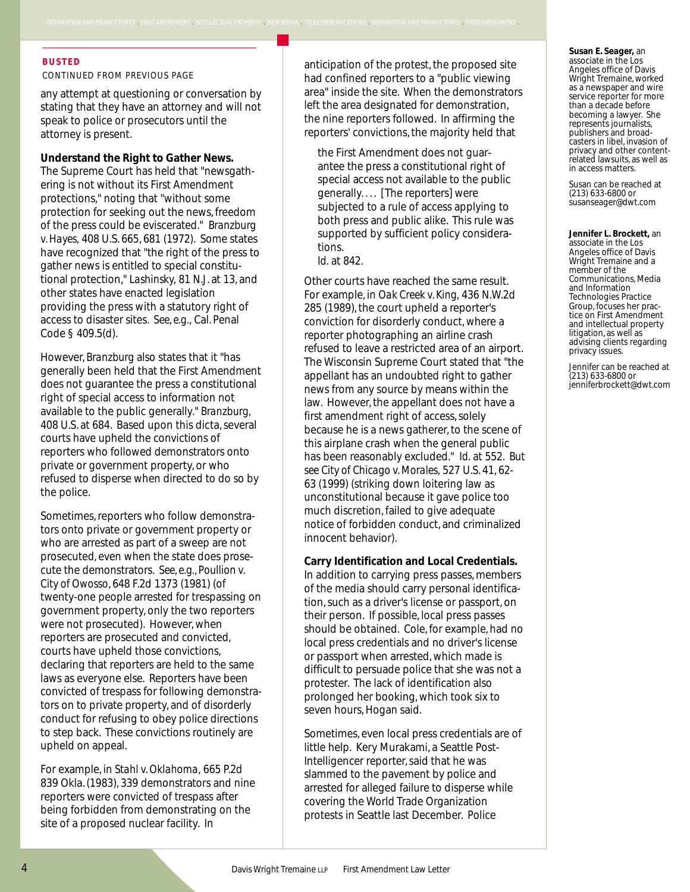**BUSTED**

CONTINUED FROM PREVIOUS PAGE

any attempt at questioning or conversation by stating that they have an attorney and will not speak to police or prosecutors until the attorney is present.

**Understand the Right to Gather News.** The Supreme Court has held that "newsgathering is not without its First Amendment protections," noting that "without some protection for seeking out the news, freedom of the press could be eviscerated." *Branzburg v. Hayes*, 408 U.S. 665, 681 (1972). Some states have recognized that "the right of the press to gather news is entitled to special constitutional protection," *Lashinsky*, 81 N.J. at 13, and other states have enacted legislation providing the press with a statutory right of access to disaster sites. *See, e.g.*, Cal. Penal Code § 409.5(d).

However, *Branzburg* also states that it "has generally been held that the First Amendment does not guarantee the press a constitutional right of special access to information not available to the public generally." *Branzburg*, 408 U.S. at 684. Based upon this dicta, several courts have upheld the convictions of reporters who followed demonstrators onto private or government property, or who refused to disperse when directed to do so by the police.

Sometimes, reporters who follow demonstrators onto private or government property or who are arrested as part of a sweep are not prosecuted, even when the state does prosecute the demonstrators. *See, e.g.*, *Poullion v. City of Owosso*, 648 F.2d 1373 (1981) (of twenty-one people arrested for trespassing on government property, only the two reporters were not prosecuted). However, when reporters are prosecuted and convicted, courts have upheld those convictions, declaring that reporters are held to the same laws as everyone else. Reporters have been convicted of trespass for following demonstrators on to private property, and of disorderly conduct for refusing to obey police directions to step back. These convictions routinely are upheld on appeal.

For example, in *Stahl v. Oklahoma*, 665 P.2d 839 Okla. (1983), 339 demonstrators and nine reporters were convicted of trespass after being forbidden from demonstrating on the site of a proposed nuclear facility. In anticipation of the protest, the proposed site had confined reporters to a "public viewing area" inside the site. When the demonstrators left the area designated for demonstration, the nine reporters followed. In affirming the reporters' convictions, the majority held that

> the First Amendment does not guarantee the press a constitutional right of special access not available to the public generally. . . . [The reporters] were subjected to a rule of access applying to both press and public alike. This rule was supported by sufficient policy considerations.
> *Id.* at 842.

Other courts have reached the same result. For example, in *Oak Creek v. King*, 436 N.W.2d 285 (1989), the court upheld a reporter's conviction for disorderly conduct, where a reporter photographing an airline crash refused to leave a restricted area of an airport. The Wisconsin Supreme Court stated that "the appellant has an undoubted right to gather news from any source by means within the law. However, the appellant does not have a first amendment right of access, solely because he is a news gatherer, to the scene of this airplane crash when the general public has been reasonably excluded." *Id.* at 552. *But see City of Chicago v. Morales*, 527 U.S. 41, 62-63 (1999) (striking down loitering law as unconstitutional because it gave police too much discretion, failed to give adequate notice of forbidden conduct, and criminalized innocent behavior).

**Carry Identification and Local Credentials.** In addition to carrying press passes, members of the media should carry personal identification, such as a driver's license or passport, on their person. If possible, local press passes should be obtained. Cole, for example, had no local press credentials and no driver's license or passport when arrested, which made is difficult to persuade police that she was not a protester. The lack of identification also prolonged her booking, which took six to seven hours, Hogan said.

Sometimes, even local press credentials are of little help. Kery Murakami, a Seattle Post-Intelligencer reporter, said that he was slammed to the pavement by police and arrested for alleged failure to disperse while covering the World Trade Organization protests in Seattle last December. Police

**Susan E. Seager,** an associate in the Los Angeles office of Davis Wright Tremaine, worked as a newspaper and wire service reporter for more than a decade before becoming a lawyer. She represents journalists, publishers and broadcasters in libel, invasion of privacy and other content-related lawsuits, as well as in access matters.

Susan can be reached at (213) 633-6800 or susanseager@dwt.com

**Jennifer L. Brockett,** an associate in the Los Angeles office of Davis Wright Tremaine and a member of the Communications, Media and Information Technologies Practice Group, focuses her practice on First Amendment and intellectual property litigation, as well as advising clients regarding privacy issues.

Jennifer can be reached at (213) 633-6800 or jenniferbrockett@dwt.com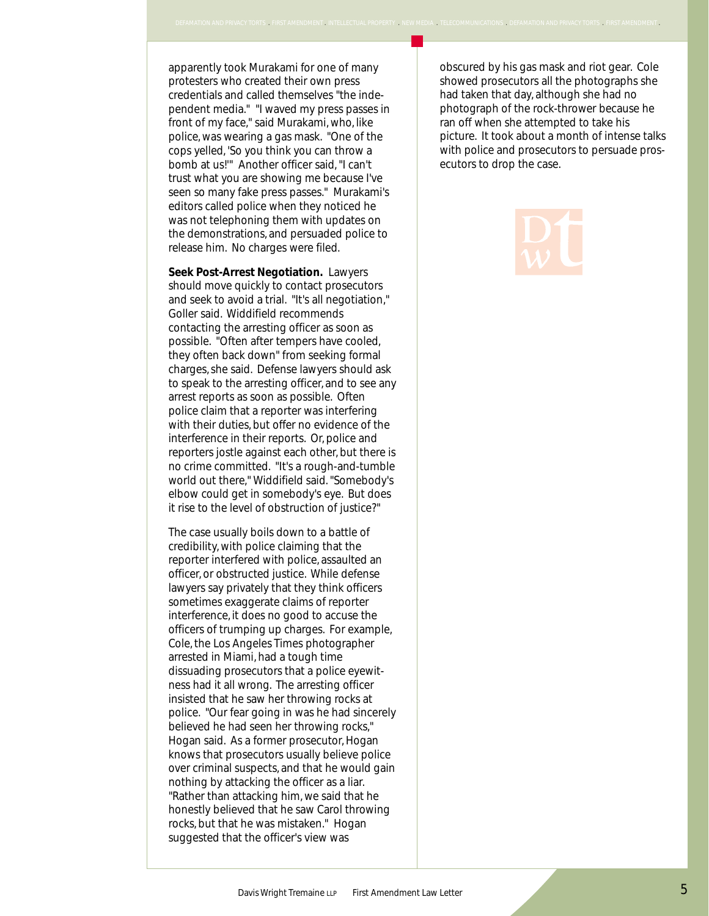apparently took Murakami for one of many protesters who created their own press credentials and called themselves "the independent media." "I waved my press passes in front of my face," said Murakami, who, like police, was wearing a gas mask. "One of the cops yelled, 'So you think you can throw a bomb at us!'" Another officer said, "I can't trust what you are showing me because I've seen so many fake press passes." Murakami's editors called police when they noticed he was not telephoning them with updates on the demonstrations, and persuaded police to release him. No charges were filed.

**Seek Post-Arrest Negotiation.** Lawyers should move quickly to contact prosecutors and seek to avoid a trial. "It's all negotiation," Goller said. Widdifield recommends contacting the arresting officer as soon as possible. "Often after tempers have cooled, they often back down" from seeking formal charges, she said. Defense lawyers should ask to speak to the arresting officer, and to see any arrest reports as soon as possible. Often police claim that a reporter was interfering with their duties, but offer no evidence of the interference in their reports. Or, police and reporters jostle against each other, but there is no crime committed. "It's a rough-and-tumble world out there," Widdifield said. "Somebody's elbow could get in somebody's eye. But does it rise to the level of obstruction of justice?"

The case usually boils down to a battle of credibility, with police claiming that the reporter interfered with police, assaulted an officer, or obstructed justice. While defense lawyers say privately that they think officers sometimes exaggerate claims of reporter interference, it does no good to accuse the officers of trumping up charges. For example, Cole, the Los Angeles Times photographer arrested in Miami, had a tough time dissuading prosecutors that a police eyewitness had it all wrong. The arresting officer insisted that he saw her throwing rocks at police. "Our fear going in was he had sincerely believed he had seen her throwing rocks," Hogan said. As a former prosecutor, Hogan knows that prosecutors usually believe police over criminal suspects, and that he would gain nothing by attacking the officer as a liar. "Rather than attacking him, we said that he honestly believed that he saw Carol throwing rocks, but that he was mistaken." Hogan suggested that the officer's view was obscured by his gas mask and riot gear. Cole showed prosecutors all the photographs she had taken that day, although she had no photograph of the rock-thrower because he ran off when she attempted to take his picture. It took about a month of intense talks with police and prosecutors to persuade prosecutors to drop the case.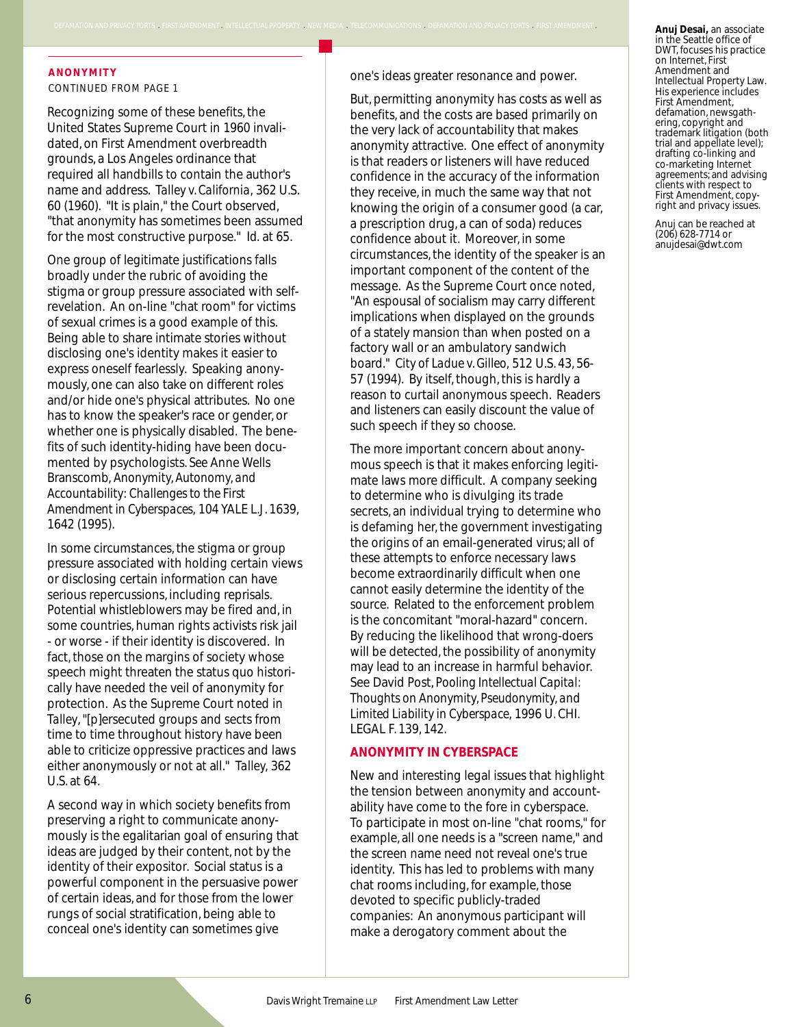**ANONYMITY**

CONTINUED FROM PAGE 1

Recognizing some of these benefits, the United States Supreme Court in 1960 invalidated, on First Amendment overbreadth grounds, a Los Angeles ordinance that required all handbills to contain the author's name and address. *Talley v. California*, 362 U.S. 60 (1960). "It is plain," the Court observed, "that anonymity has sometimes been assumed for the most constructive purpose." *Id.* at 65.

One group of legitimate justifications falls broadly under the rubric of avoiding the stigma or group pressure associated with self-revelation. An on-line "chat room" for victims of sexual crimes is a good example of this. Being able to share intimate stories without disclosing one's identity makes it easier to express oneself fearlessly. Speaking anonymously, one can also take on different roles and/or hide one's physical attributes. No one has to know the speaker's race or gender, or whether one is physically disabled. The benefits of such identity-hiding have been documented by psychologists. *See* Anne Wells Branscomb, *Anonymity, Autonomy, and Accountability: Challenges to the First Amendment in Cyberspaces*, 104 YALE L.J. 1639, 1642 (1995).

In some circumstances, the stigma or group pressure associated with holding certain views or disclosing certain information can have serious repercussions, including reprisals. Potential whistleblowers may be fired and, in some countries, human rights activists risk jail - or worse - if their identity is discovered. In fact, those on the margins of society whose speech might threaten the status quo historically have needed the veil of anonymity for protection. As the Supreme Court noted in *Talley*, "[p]ersecuted groups and sects from time to time throughout history have been able to criticize oppressive practices and laws either anonymously or not at all." *Talley*, 362 U.S. at 64.

A second way in which society benefits from preserving a right to communicate anonymously is the egalitarian goal of ensuring that ideas are judged by their content, not by the identity of their expositor. Social status is a powerful component in the persuasive power of certain ideas, and for those from the lower rungs of social stratification, being able to conceal one's identity can sometimes give one's ideas greater resonance and power.

But, permitting anonymity has costs as well as benefits, and the costs are based primarily on the very lack of accountability that makes anonymity attractive. One effect of anonymity is that readers or listeners will have reduced confidence in the accuracy of the information they receive, in much the same way that not knowing the origin of a consumer good (a car, a prescription drug, a can of soda) reduces confidence about it. Moreover, in some circumstances, the identity of the speaker is an important component of the content of the message. As the Supreme Court once noted, "An espousal of socialism may carry different implications when displayed on the grounds of a stately mansion than when posted on a factory wall or an ambulatory sandwich board." *City of Ladue v. Gilleo*, 512 U.S. 43, 56-57 (1994). By itself, though, this is hardly a reason to curtail anonymous speech. Readers and listeners can easily discount the value of such speech if they so choose.

The more important concern about anonymous speech is that it makes enforcing legitimate laws more difficult. A company seeking to determine who is divulging its trade secrets, an individual trying to determine who is defaming her, the government investigating the origins of an email-generated virus; all of these attempts to enforce necessary laws become extraordinarily difficult when one cannot easily determine the identity of the source. Related to the enforcement problem is the concomitant "moral-hazard" concern. By reducing the likelihood that wrong-doers will be detected, the possibility of anonymity may lead to an increase in harmful behavior. *See* David Post, *Pooling Intellectual Capital: Thoughts on Anonymity, Pseudonymity, and Limited Liability in Cyberspace*, 1996 U. CHI. LEGAL F. 139, 142.

**ANONYMITY IN CYBERSPACE**

New and interesting legal issues that highlight the tension between anonymity and accountability have come to the fore in cyberspace. To participate in most on-line "chat rooms," for example, all one needs is a "screen name," and the screen name need not reveal one's true identity. This has led to problems with many chat rooms including, for example, those devoted to specific publicly-traded companies: An anonymous participant will make a derogatory comment about the

**Anuj Desai,** an associate in the Seattle office of DWT, focuses his practice on Internet, First Amendment and Intellectual Property Law. His experience includes First Amendment, defamation, newsgathering, copyright and trademark litigation (both trial and appellate level); drafting co-linking and co-marketing Internet agreements; and advising clients with respect to First Amendment, copyright and privacy issues.

Anuj can be reached at (206) 628-7714 or anujdesai@dwt.com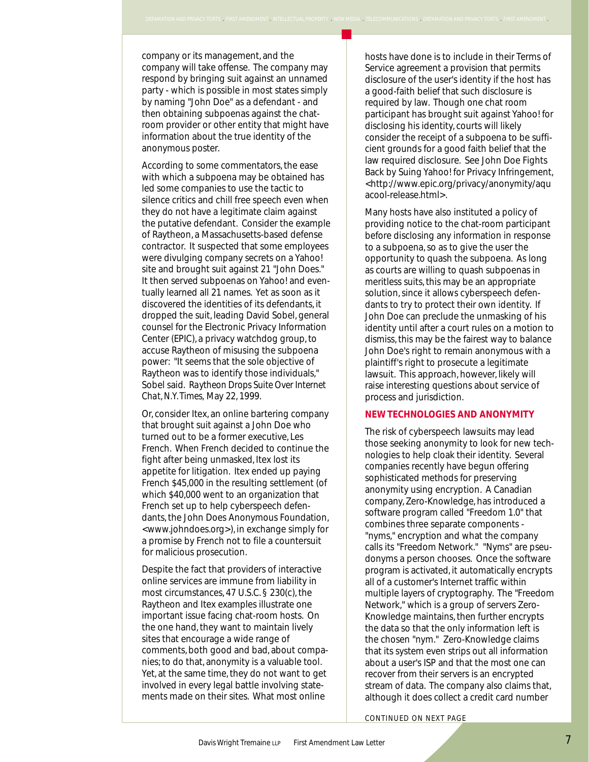company or its management, and the company will take offense. The company may respond by bringing suit against an unnamed party - which is possible in most states simply by naming "John Doe" as a defendant - and then obtaining subpoenas against the chat-room provider or other entity that might have information about the true identity of the anonymous poster.

According to some commentators, the ease with which a subpoena may be obtained has led some companies to use the tactic to silence critics and chill free speech even when they do not have a legitimate claim against the putative defendant. Consider the example of Raytheon, a Massachusetts-based defense contractor. It suspected that some employees were divulging company secrets on a Yahoo! site and brought suit against 21 "John Does." It then served subpoenas on Yahoo! and eventually learned all 21 names. Yet as soon as it discovered the identities of its defendants, it dropped the suit, leading David Sobel, general counsel for the Electronic Privacy Information Center (EPIC), a privacy watchdog group, to accuse Raytheon of misusing the subpoena power: "It seems that the sole objective of Raytheon was to identify those individuals," Sobel said. *Raytheon Drops Suite Over Internet Chat*, N.Y. Times, May 22, 1999.

Or, consider Itex, an online bartering company that brought suit against a John Doe who turned out to be a former executive, Les French. When French decided to continue the fight after being unmasked, Itex lost its appetite for litigation. Itex ended up paying French $45,000 in the resulting settlement (of which $40,000 went to an organization that French set up to help cyberspeech defendants, the John Does Anonymous Foundation, <www.johndoes.org>), in exchange simply for a promise by French not to file a countersuit for malicious prosecution.

Despite the fact that providers of interactive online services are immune from liability in most circumstances, 47 U.S.C. § 230(c), the Raytheon and Itex examples illustrate one important issue facing chat-room hosts. On the one hand, they want to maintain lively sites that encourage a wide range of comments, both good and bad, about companies; to do that, anonymity is a valuable tool. Yet, at the same time, they do not want to get involved in every legal battle involving statements made on their sites. What most online hosts have done is to include in their Terms of Service agreement a provision that permits disclosure of the user's identity if the host has a good-faith belief that such disclosure is required by law. Though one chat room participant has brought suit against Yahoo! for disclosing his identity, courts will likely consider the receipt of a subpoena to be sufficient grounds for a good faith belief that the law required disclosure. See John Doe Fights Back by Suing Yahoo! for Privacy Infringement, <http://www.epic.org/privacy/anonymity/aquacool-release.html>.

Many hosts have also instituted a policy of providing notice to the chat-room participant before disclosing any information in response to a subpoena, so as to give the user the opportunity to quash the subpoena. As long as courts are willing to quash subpoenas in meritless suits, this may be an appropriate solution, since it allows cyberspeech defendants to try to protect their own identity. If John Doe can preclude the unmasking of his identity until after a court rules on a motion to dismiss, this may be the fairest way to balance John Doe's right to remain anonymous with a plaintiff's right to prosecute a legitimate lawsuit. This approach, however, likely will raise interesting questions about service of process and jurisdiction.

## NEW TECHNOLOGIES AND ANONYMITY

The risk of cyberspeech lawsuits may lead those seeking anonymity to look for new technologies to help cloak their identity. Several companies recently have begun offering sophisticated methods for preserving anonymity using encryption. A Canadian company, Zero-Knowledge, has introduced a software program called "Freedom 1.0" that combines three separate components - "nyms," encryption and what the company calls its "Freedom Network." "Nyms" are pseudonyms a person chooses. Once the software program is activated, it automatically encrypts all of a customer's Internet traffic within multiple layers of cryptography. The "Freedom Network," which is a group of servers Zero-Knowledge maintains, then further encrypts the data so that the only information left is the chosen "nym." Zero-Knowledge claims that its system even strips out all information about a user's ISP and that the most one can recover from their servers is an encrypted stream of data. The company also claims that, although it does collect a credit card number

CONTINUED ON NEXT PAGE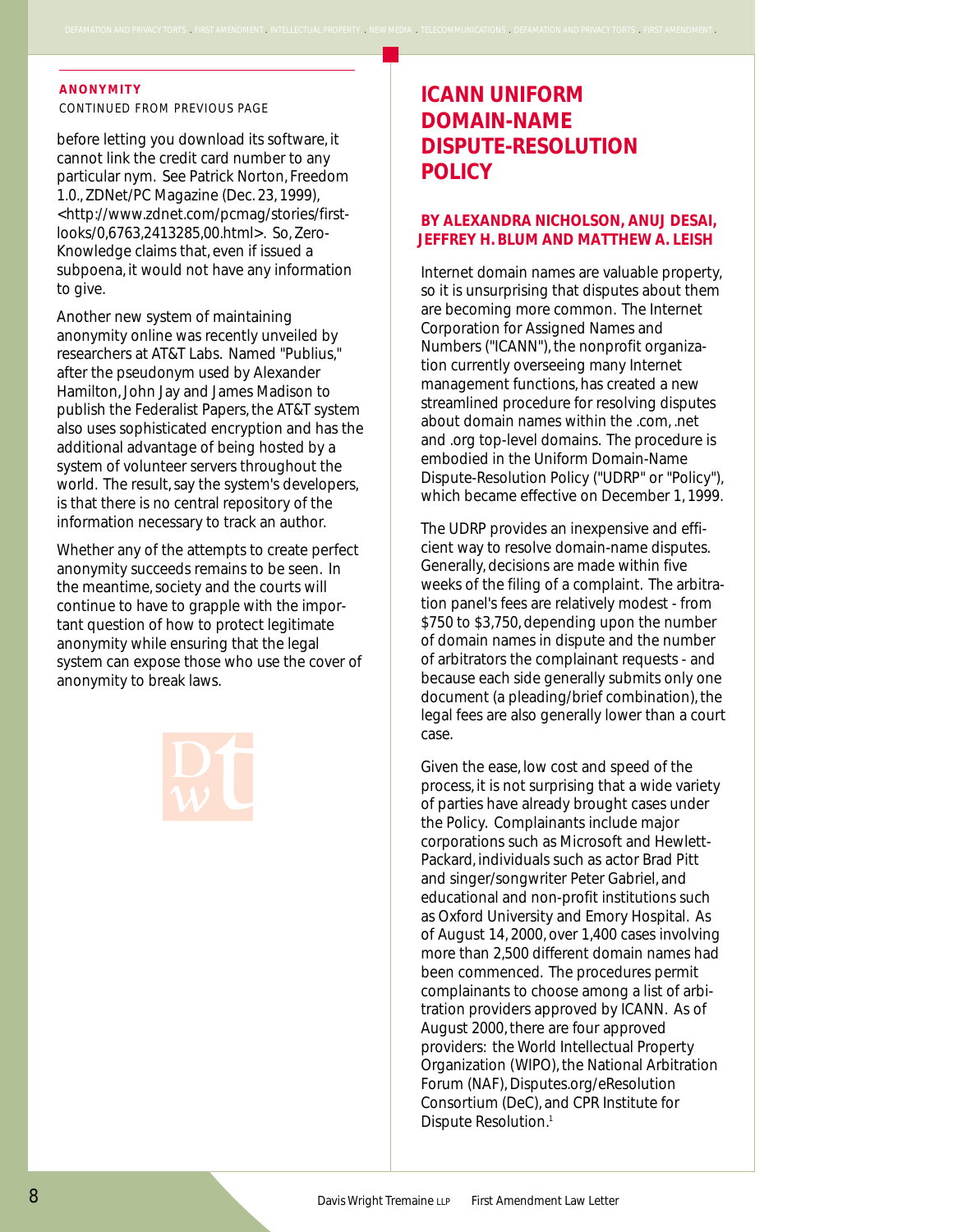**ANONYMITY**
CONTINUED FROM PREVIOUS PAGE

before letting you download its software, it cannot link the credit card number to any particular nym. See Patrick Norton, Freedom 1.0., ZDNet/PC Magazine (Dec. 23, 1999), <http://www.zdnet.com/pcmag/stories/first-looks/0,6763,2413285,00.html>. So, Zero-Knowledge claims that, even if issued a subpoena, it would not have any information to give.

Another new system of maintaining anonymity online was recently unveiled by researchers at AT&T Labs. Named "Publius," after the pseudonym used by Alexander Hamilton, John Jay and James Madison to publish the Federalist Papers, the AT&T system also uses sophisticated encryption and has the additional advantage of being hosted by a system of volunteer servers throughout the world. The result, say the system's developers, is that there is no central repository of the information necessary to track an author.

Whether any of the attempts to create perfect anonymity succeeds remains to be seen. In the meantime, society and the courts will continue to have to grapple with the important question of how to protect legitimate anonymity while ensuring that the legal system can expose those who use the cover of anonymity to break laws.

# ICANN UNIFORM DOMAIN-NAME DISPUTE-RESOLUTION POLICY

**BY ALEXANDRA NICHOLSON, ANUJ DESAI, JEFFREY H. BLUM AND MATTHEW A. LEISH**

Internet domain names are valuable property, so it is unsurprising that disputes about them are becoming more common. The Internet Corporation for Assigned Names and Numbers ("ICANN"), the nonprofit organization currently overseeing many Internet management functions, has created a new streamlined procedure for resolving disputes about domain names within the .com, .net and .org top-level domains. The procedure is embodied in the Uniform Domain-Name Dispute-Resolution Policy ("UDRP" or "Policy"), which became effective on December 1, 1999.

The UDRP provides an inexpensive and efficient way to resolve domain-name disputes. Generally, decisions are made within five weeks of the filing of a complaint. The arbitration panel's fees are relatively modest - from $750 to $3,750, depending upon the number of domain names in dispute and the number of arbitrators the complainant requests - and because each side generally submits only one document (a pleading/brief combination), the legal fees are also generally lower than a court case.

Given the ease, low cost and speed of the process, it is not surprising that a wide variety of parties have already brought cases under the Policy. Complainants include major corporations such as Microsoft and Hewlett-Packard, individuals such as actor Brad Pitt and singer/songwriter Peter Gabriel, and educational and non-profit institutions such as Oxford University and Emory Hospital. As of August 14, 2000, over 1,400 cases involving more than 2,500 different domain names had been commenced. The procedures permit complainants to choose among a list of arbitration providers approved by ICANN. As of August 2000, there are four approved providers: the World Intellectual Property Organization (WIPO), the National Arbitration Forum (NAF), Disputes.org/eResolution Consortium (DeC), and CPR Institute for Dispute Resolution.[1]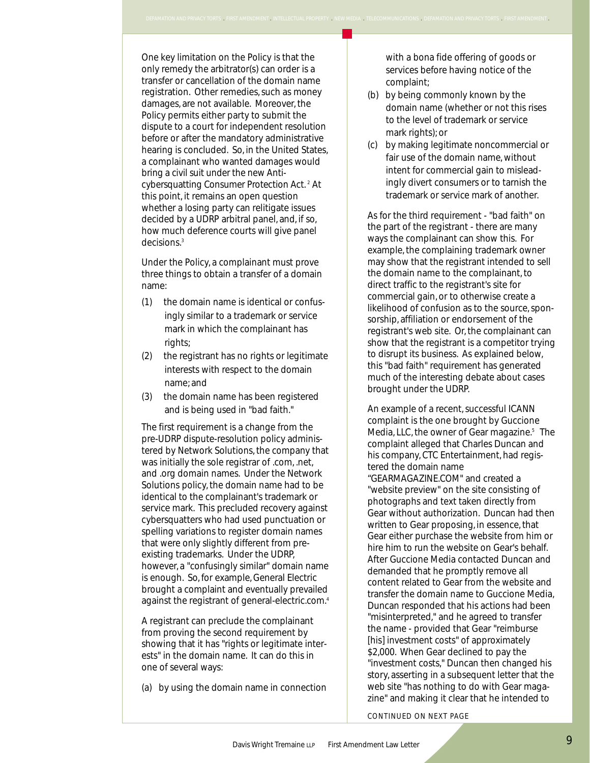One key limitation on the Policy is that the only remedy the arbitrator(s) can order is a transfer or cancellation of the domain name registration. Other remedies, such as money damages, are not available. Moreover, the Policy permits either party to submit the dispute to a court for independent resolution before or after the mandatory administrative hearing is concluded. So, in the United States, a complainant who wanted damages would bring a civil suit under the new Anti-cybersquatting Consumer Protection Act.[2] At this point, it remains an open question whether a losing party can relitigate issues decided by a UDRP arbitral panel, and, if so, how much deference courts will give panel decisions.[3]

Under the Policy, a complainant must prove three things to obtain a transfer of a domain name:

(1) the domain name is identical or confusingly similar to a trademark or service mark in which the complainant has rights;

(2) the registrant has no rights or legitimate interests with respect to the domain name; and

(3) the domain name has been registered and is being used in "bad faith."

The first requirement is a change from the pre-UDRP dispute-resolution policy administered by Network Solutions, the company that was initially the sole registrar of .com, .net, and .org domain names. Under the Network Solutions policy, the domain name had to be identical to the complainant's trademark or service mark. This precluded recovery against cybersquatters who had used punctuation or spelling variations to register domain names that were only slightly different from pre-existing trademarks. Under the UDRP, however, a "confusingly similar" domain name is enough. So, for example, General Electric brought a complaint and eventually prevailed against the registrant of general-electric.com.[4]

A registrant can preclude the complainant from proving the second requirement by showing that it has "rights or legitimate interests" in the domain name. It can do this in one of several ways:

(a) by using the domain name in connection with a bona fide offering of goods or services before having notice of the complaint;

(b) by being commonly known by the domain name (whether or not this rises to the level of trademark or service mark rights); or

(c) by making legitimate noncommercial or fair use of the domain name, without intent for commercial gain to misleadingly divert consumers or to tarnish the trademark or service mark of another.

As for the third requirement - "bad faith" on the part of the registrant - there are many ways the complainant can show this. For example, the complaining trademark owner may show that the registrant intended to sell the domain name to the complainant, to direct traffic to the registrant's site for commercial gain, or to otherwise create a likelihood of confusion as to the source, sponsorship, affiliation or endorsement of the registrant's web site. Or, the complainant can show that the registrant is a competitor trying to disrupt its business. As explained below, this "bad faith" requirement has generated much of the interesting debate about cases brought under the UDRP.

An example of a recent, successful ICANN complaint is the one brought by Guccione Media, LLC, the owner of Gear magazine.[5] The complaint alleged that Charles Duncan and his company, CTC Entertainment, had registered the domain name "GEARMAGAZINE.COM" and created a "website preview" on the site consisting of photographs and text taken directly from Gear without authorization. Duncan had then written to Gear proposing, in essence, that Gear either purchase the website from him or hire him to run the website on Gear's behalf. After Guccione Media contacted Duncan and demanded that he promptly remove all content related to Gear from the website and transfer the domain name to Guccione Media, Duncan responded that his actions had been "misinterpreted," and he agreed to transfer the name - provided that Gear "reimburse [his] investment costs" of approximately $2,000. When Gear declined to pay the "investment costs," Duncan then changed his story, asserting in a subsequent letter that the web site "has nothing to do with Gear magazine" and making it clear that he intended to

CONTINUED ON NEXT PAGE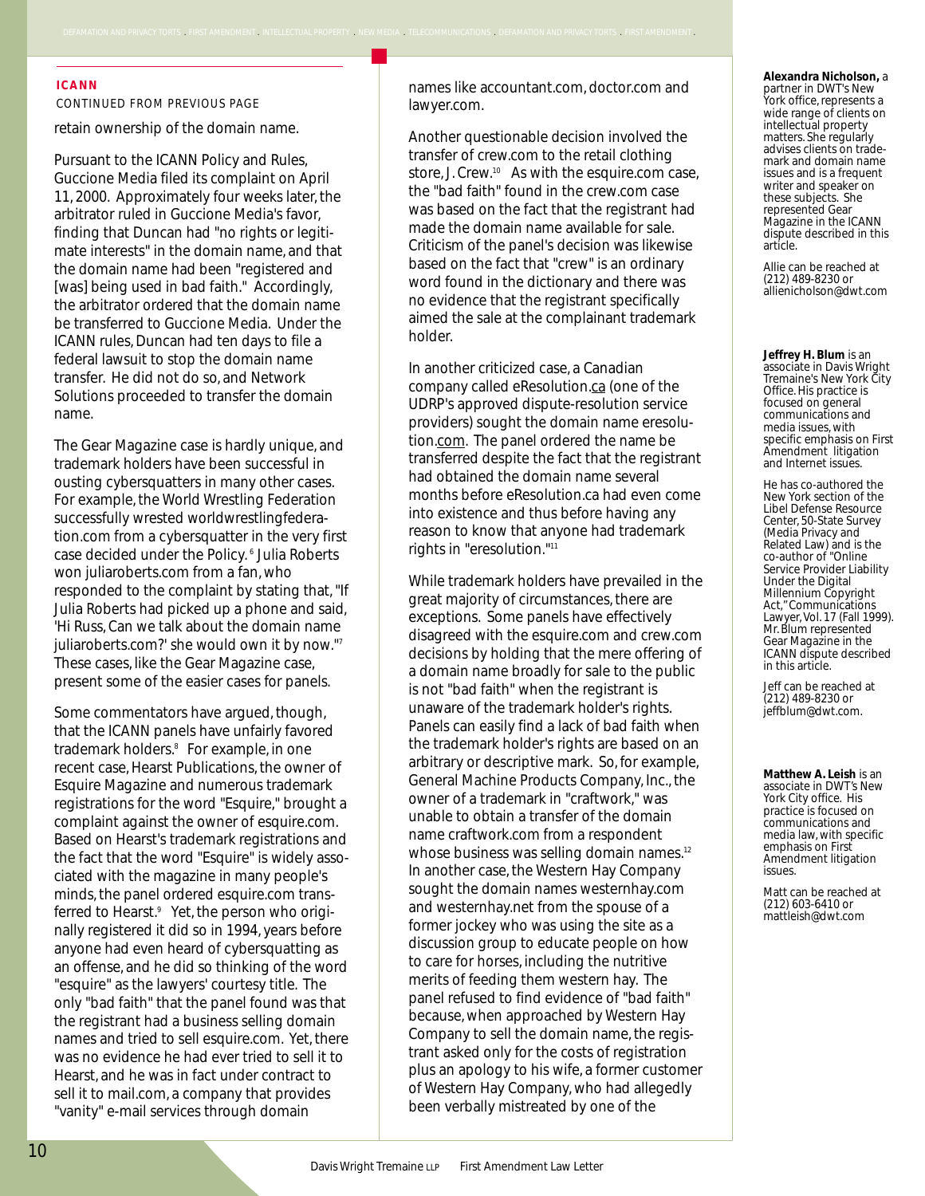**ICANN**

CONTINUED FROM PREVIOUS PAGE

retain ownership of the domain name.

Pursuant to the ICANN Policy and Rules, Guccione Media filed its complaint on April 11, 2000. Approximately four weeks later, the arbitrator ruled in Guccione Media's favor, finding that Duncan had "no rights or legitimate interests" in the domain name, and that the domain name had been "registered and [was] being used in bad faith." Accordingly, the arbitrator ordered that the domain name be transferred to Guccione Media. Under the ICANN rules, Duncan had ten days to file a federal lawsuit to stop the domain name transfer. He did not do so, and Network Solutions proceeded to transfer the domain name.

The Gear Magazine case is hardly unique, and trademark holders have been successful in ousting cybersquatters in many other cases. For example, the World Wrestling Federation successfully wrested worldwrestlingfederation.com from a cybersquatter in the very first case decided under the Policy.[6] Julia Roberts won juliaroberts.com from a fan, who responded to the complaint by stating that, "If Julia Roberts had picked up a phone and said, 'Hi Russ, Can we talk about the domain name juliaroberts.com?' she would own it by now."[7] These cases, like the Gear Magazine case, present some of the easier cases for panels.

Some commentators have argued, though, that the ICANN panels have unfairly favored trademark holders.[8] For example, in one recent case, Hearst Publications, the owner of Esquire Magazine and numerous trademark registrations for the word "Esquire," brought a complaint against the owner of esquire.com. Based on Hearst's trademark registrations and the fact that the word "Esquire" is widely associated with the magazine in many people's minds, the panel ordered esquire.com transferred to Hearst.[9] Yet, the person who originally registered it did so in 1994, years before anyone had even heard of cybersquatting as an offense, and he did so thinking of the word "esquire" as the lawyers' courtesy title. The only "bad faith" that the panel found was that the registrant had a business selling domain names and tried to sell esquire.com. Yet, there was no evidence he had ever tried to sell it to Hearst, and he was in fact under contract to sell it to mail.com, a company that provides "vanity" e-mail services through domain names like accountant.com, doctor.com and lawyer.com.

Another questionable decision involved the transfer of crew.com to the retail clothing store, J. Crew.[10] As with the esquire.com case, the "bad faith" found in the crew.com case was based on the fact that the registrant had made the domain name available for sale. Criticism of the panel's decision was likewise based on the fact that "crew" is an ordinary word found in the dictionary and there was no evidence that the registrant specifically aimed the sale at the complainant trademark holder.

In another criticized case, a Canadian company called eResolution.ca (one of the UDRP's approved dispute-resolution service providers) sought the domain name eresolution.com. The panel ordered the name be transferred despite the fact that the registrant had obtained the domain name several months before eResolution.ca had even come into existence and thus before having any reason to know that anyone had trademark rights in "eresolution."[11]

While trademark holders have prevailed in the great majority of circumstances, there are exceptions. Some panels have effectively disagreed with the esquire.com and crew.com decisions by holding that the mere offering of a domain name broadly for sale to the public is not "bad faith" when the registrant is unaware of the trademark holder's rights. Panels can easily find a lack of bad faith when the trademark holder's rights are based on an arbitrary or descriptive mark. So, for example, General Machine Products Company, Inc., the owner of a trademark in "craftwork," was unable to obtain a transfer of the domain name craftwork.com from a respondent whose business was selling domain names.[12] In another case, the Western Hay Company sought the domain names westernhay.com and westernhay.net from the spouse of a former jockey who was using the site as a discussion group to educate people on how to care for horses, including the nutritive merits of feeding them western hay. The panel refused to find evidence of "bad faith" because, when approached by Western Hay Company to sell the domain name, the registrant asked only for the costs of registration plus an apology to his wife, a former customer of Western Hay Company, who had allegedly been verbally mistreated by one of the

---

**Alexandra Nicholson,** a partner in DWT's New York office, represents a wide range of clients on intellectual property matters. She regularly advises clients on trademark and domain name issues and is a frequent writer and speaker on these subjects. She represented Gear Magazine in the ICANN dispute described in this article.

Allie can be reached at (212) 489-8230 or allienicholson@dwt.com

**Jeffrey H. Blum** is an associate in Davis Wright Tremaine's New York City Office. His practice is focused on general communications and media issues, with specific emphasis on First Amendment litigation and Internet issues.

He has co-authored the New York section of the Libel Defense Resource Center, 50-State Survey (Media Privacy and Related Law) and is the co-author of "Online Service Provider Liability Under the Digital Millennium Copyright Act," Communications Lawyer, Vol. 17 (Fall 1999). Mr. Blum represented Gear Magazine in the ICANN dispute described in this article.

Jeff can be reached at (212) 489-8230 or jeffblum@dwt.com.

**Matthew A. Leish** is an associate in DWT's New York City office. His practice is focused on communications and media law, with specific emphasis on First Amendment litigation issues.

Matt can be reached at (212) 603-6410 or mattleish@dwt.com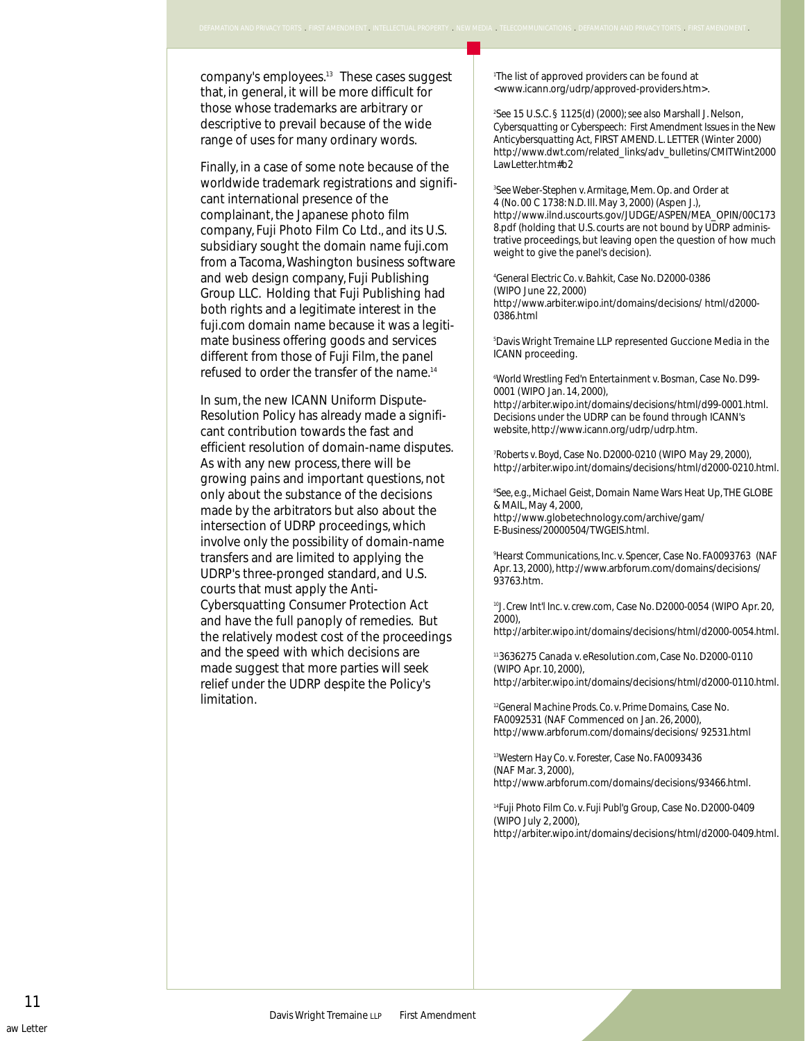company's employees.[13] These cases suggest that, in general, it will be more difficult for those whose trademarks are arbitrary or descriptive to prevail because of the wide range of uses for many ordinary words.

Finally, in a case of some note because of the worldwide trademark registrations and significant international presence of the complainant, the Japanese photo film company, Fuji Photo Film Co Ltd., and its U.S. subsidiary sought the domain name fuji.com from a Tacoma, Washington business software and web design company, Fuji Publishing Group LLC. Holding that Fuji Publishing had both rights and a legitimate interest in the fuji.com domain name because it was a legitimate business offering goods and services different from those of Fuji Film, the panel refused to order the transfer of the name.[14]

In sum, the new ICANN Uniform Dispute-Resolution Policy has already made a significant contribution towards the fast and efficient resolution of domain-name disputes. As with any new process, there will be growing pains and important questions, not only about the substance of the decisions made by the arbitrators but also about the intersection of UDRP proceedings, which involve only the possibility of domain-name transfers and are limited to applying the UDRP's three-pronged standard, and U.S. courts that must apply the Anti-Cybersquatting Consumer Protection Act and have the full panoply of remedies. But the relatively modest cost of the proceedings and the speed with which decisions are made suggest that more parties will seek relief under the UDRP despite the Policy's limitation.

---

[1] The list of approved providers can be found at <www.icann.org/udrp/approved-providers.htm>.

[2] *See* 15 U.S.C. § 1125(d) (2000); *see also* Marshall J. Nelson, *Cybersquatting or Cyberspeech: First Amendment Issues in the New Anticybersquatting Act*, FIRST AMEND. L. LETTER (Winter 2000) http://www.dwt.com/related_links/adv_bulletins/CMITWint2000LawLetter.htm#b2

[3] *See Weber-Stephen v. Armitage*, Mem. Op. and Order at 4 (No. 00 C 1738: N.D. Ill. May 3, 2000) (Aspen J.), http://www.ilnd.uscourts.gov/JUDGE/ASPEN/MEA_OPIN/00C1738.pdf (holding that U.S. courts are not bound by UDRP administrative proceedings, but leaving open the question of how much weight to give the panel's decision).

[4] *General Electric Co. v. Bahkit*, Case No. D2000-0386 (WIPO June 22, 2000) http://www.arbiter.wipo.int/domains/decisions/ html/d2000-0386.html

[5] Davis Wright Tremaine LLP represented Guccione Media in the ICANN proceeding.

[6] *World Wrestling Fed'n Entertainment v. Bosman*, Case No. D99-0001 (WIPO Jan. 14, 2000), http://arbiter.wipo.int/domains/decisions/html/d99-0001.html. Decisions under the UDRP can be found through ICANN's website, http://www.icann.org/udrp/udrp.htm.

[7] *Roberts v. Boyd*, Case No. D2000-0210 (WIPO May 29, 2000), http://arbiter.wipo.int/domains/decisions/html/d2000-0210.html.

[8] *See, e.g.*, Michael Geist, Domain Name Wars Heat Up, THE GLOBE & MAIL, May 4, 2000, http://www.globetechnology.com/archive/gam/E-Business/20000504/TWGEIS.html.

[9] *Hearst Communications, Inc. v. Spencer*, Case No. FA0093763 (NAF Apr. 13, 2000), http://www.arbforum.com/domains/decisions/93763.htm.

[10] *J. Crew Int'l Inc. v. crew.com*, Case No. D2000-0054 (WIPO Apr. 20, 2000), http://arbiter.wipo.int/domains/decisions/html/d2000-0054.html.

[11] *3636275 Canada v. eResolution.com*, Case No. D2000-0110 (WIPO Apr. 10, 2000), http://arbiter.wipo.int/domains/decisions/html/d2000-0110.html.

[12] *General Machine Prods. Co. v. Prime Domains*, Case No. FA0092531 (NAF Commenced on Jan. 26, 2000), http://www.arbforum.com/domains/decisions/ 92531.html

[13] *Western Hay Co. v. Forester*, Case No. FA0093436 (NAF Mar. 3, 2000), http://www.arbforum.com/domains/decisions/93466.html.

[14] *Fuji Photo Film Co. v. Fuji Publ'g Group*, Case No. D2000-0409 (WIPO July 2, 2000), http://arbiter.wipo.int/domains/decisions/html/d2000-0409.html.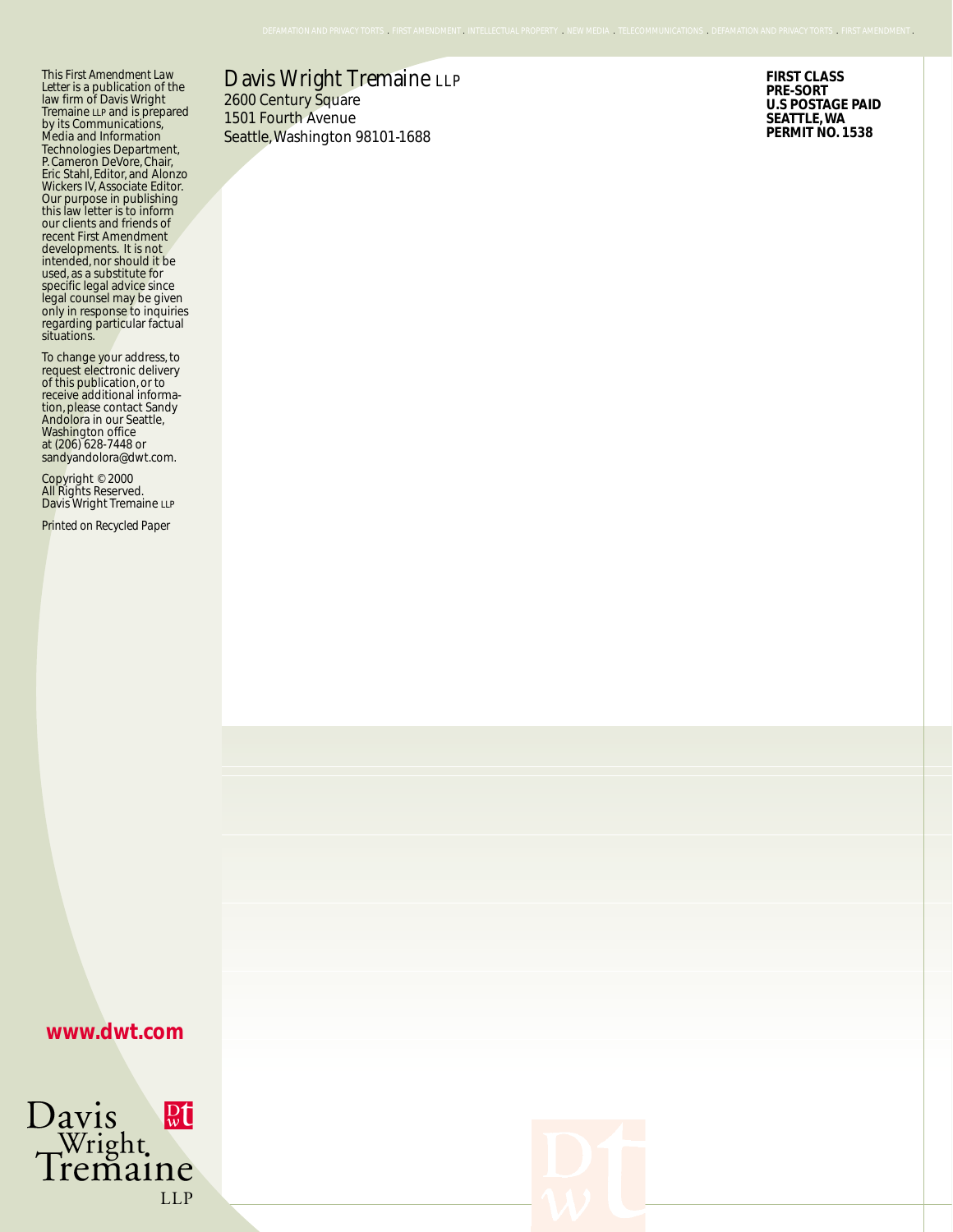DEFAMATION AND PRIVACY TORTS . FIRST AMENDMENT . INTELLECTUAL PROPERTY . NEW MEDIA . TELECOMMUNICATIONS . DEFAMATION AND PRIVACY TORTS . FIRST AMENDMENT .

This First Amendment Law Letter is a publication of the law firm of Davis Wright Tremaine LLP and is prepared by its Communications, Media and Information Technologies Department, P. Cameron DeVore, Chair, Eric Stahl, Editor, and Alonzo Wickers IV, Associate Editor. Our purpose in publishing this law letter is to inform our clients and friends of recent First Amendment developments. It is not intended, nor should it be used, as a substitute for specific legal advice since legal counsel may be given only in response to inquiries regarding particular factual situations.

To change your address, to request electronic delivery of this publication, or to receive additional information, please contact Sandy Andolora in our Seattle, Washington office at (206) 628-7448 or sandyandolora@dwt.com.

Copyright © 2000
All Rights Reserved.
Davis Wright Tremaine LLP

Printed on Recycled Paper

Davis Wright Tremaine LLP
2600 Century Square
1501 Fourth Avenue
Seattle, Washington 98101-1688

**FIRST CLASS**
**PRE-SORT**
**U.S POSTAGE PAID**
**SEATTLE, WA**
**PERMIT NO. 1538**

**www.dwt.com**

Davis Wright Tremaine LLP